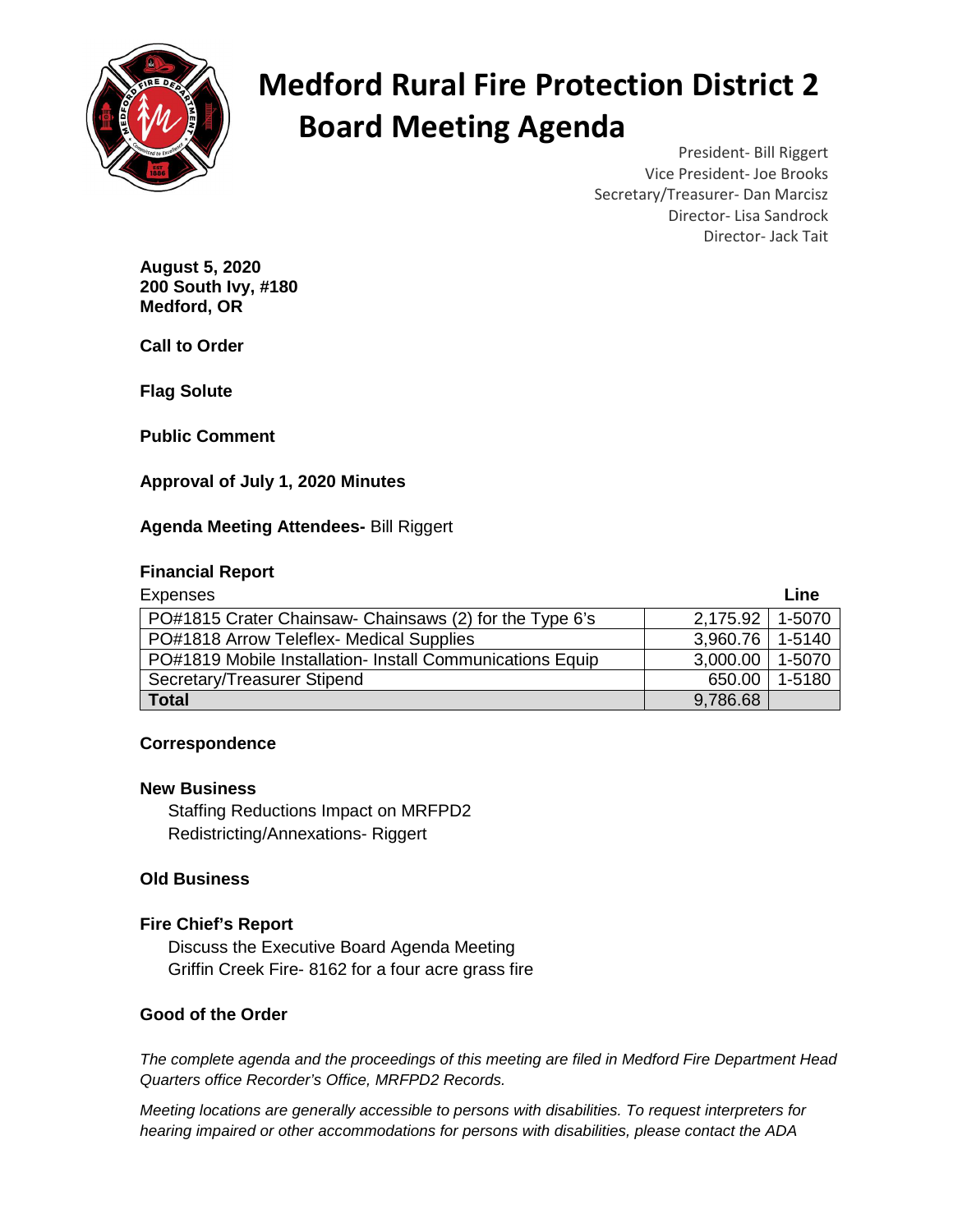# Medford Rural Fire Protection District 2
# Board Meeting Agenda

President- Bill Riggert
Vice President- Joe Brooks
Secretary/Treasurer- Dan Marcisz
Director- Lisa Sandrock
Director- Jack Tait

**August 5, 2020**
**200 South Ivy, #180**
**Medford, OR**

**Call to Order**

**Flag Solute**

**Public Comment**

**Approval of July 1, 2020 Minutes**

**Agenda Meeting Attendees-** Bill Riggert

**Financial Report**

| Expenses | | Line |
|---|---|---|
| PO#1815 Crater Chainsaw- Chainsaws (2) for the Type 6's | 2,175.92 | 1-5070 |
| PO#1818 Arrow Teleflex- Medical Supplies | 3,960.76 | 1-5140 |
| PO#1819 Mobile Installation- Install Communications Equip | 3,000.00 | 1-5070 |
| Secretary/Treasurer Stipend | 650.00 | 1-5180 |
| **Total** | 9,786.68 | |

**Correspondence**

**New Business**

Staffing Reductions Impact on MRFPD2
Redistricting/Annexations- Riggert

**Old Business**

**Fire Chief's Report**

Discuss the Executive Board Agenda Meeting
Griffin Creek Fire- 8162 for a four acre grass fire

**Good of the Order**

*The complete agenda and the proceedings of this meeting are filed in Medford Fire Department Head Quarters office Recorder's Office, MRFPD2 Records.*

*Meeting locations are generally accessible to persons with disabilities. To request interpreters for hearing impaired or other accommodations for persons with disabilities, please contact the ADA*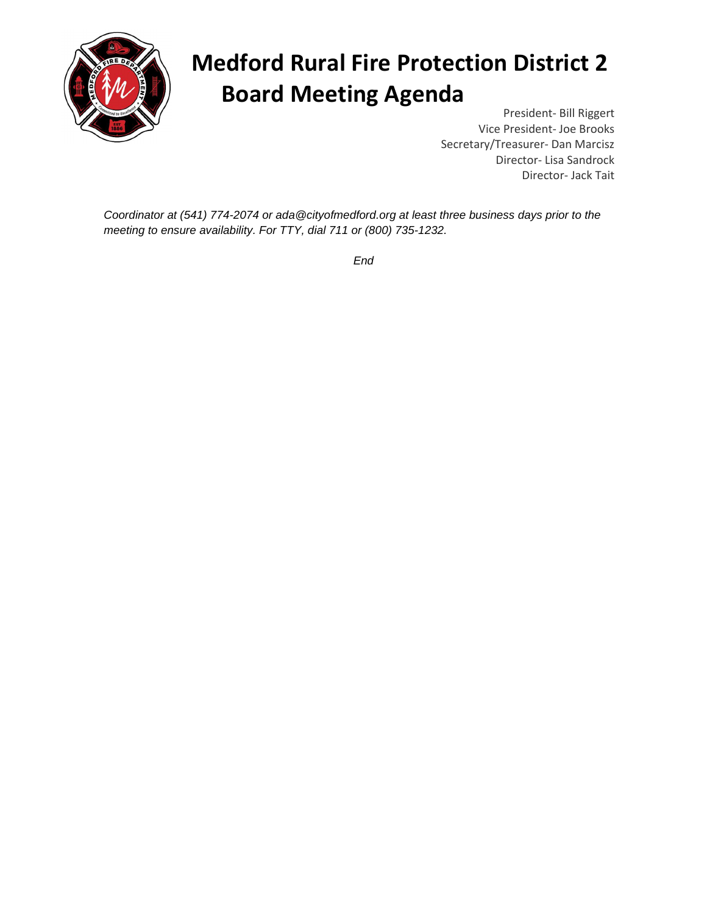# Medford Rural Fire Protection District 2
# Board Meeting Agenda

President- Bill Riggert
Vice President- Joe Brooks
Secretary/Treasurer- Dan Marcisz
Director- Lisa Sandrock
Director- Jack Tait

*Coordinator at (541) 774-2074 or ada@cityofmedford.org at least three business days prior to the meeting to ensure availability. For TTY, dial 711 or (800) 735-1232.*

*End*